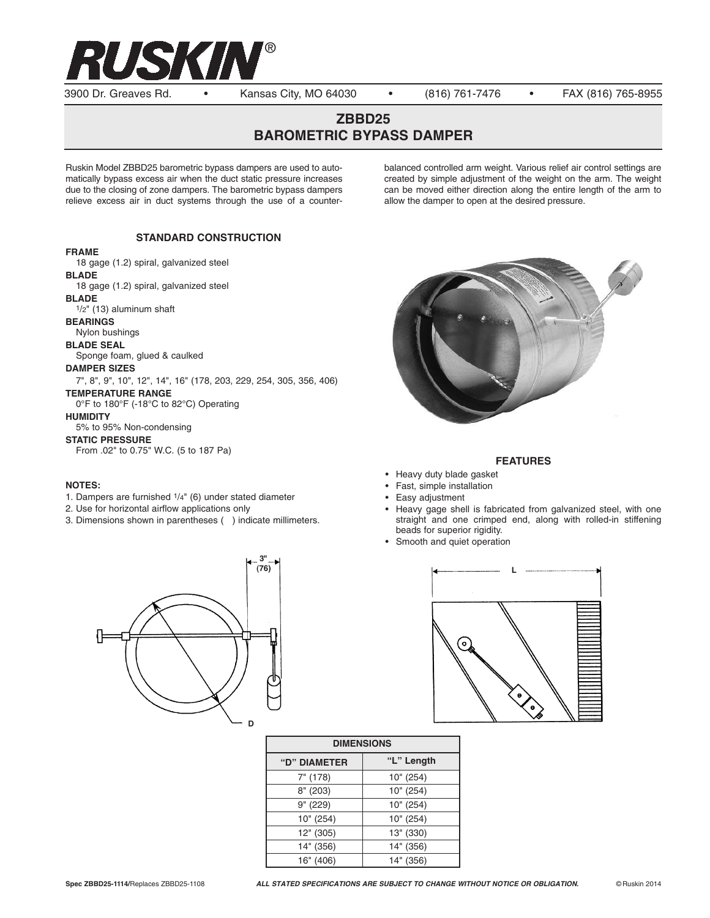# RUSKIN®

3900 Dr. Greaves Rd. • Kansas City, MO 64030 • (816) 761-7476 • FAX (816) 765-8955

## ZBBD25
## BAROMETRIC BYPASS DAMPER

Ruskin Model ZBBD25 barometric bypass dampers are used to automatically bypass excess air when the duct static pressure increases due to the closing of zone dampers. The barometric bypass dampers relieve excess air in duct systems through the use of a counter-balanced controlled arm weight. Various relief air control settings are created by simple adjustment of the weight on the arm. The weight can be moved either direction along the entire length of the arm to allow the damper to open at the desired pressure.

### STANDARD CONSTRUCTION

**FRAME**
18 gage (1.2) spiral, galvanized steel

**BLADE**
18 gage (1.2) spiral, galvanized steel

**BLADE**
1/2" (13) aluminum shaft

**BEARINGS**
Nylon bushings

**BLADE SEAL**
Sponge foam, glued & caulked

**DAMPER SIZES**
7", 8", 9", 10", 12", 14", 16" (178, 203, 229, 254, 305, 356, 406)

**TEMPERATURE RANGE**
0°F to 180°F (-18°C to 82°C) Operating

**HUMIDITY**
5% to 95% Non-condensing

**STATIC PRESSURE**
From .02" to 0.75" W.C. (5 to 187 Pa)

**NOTES:**
1. Dampers are furnished 1/4" (6) under stated diameter
2. Use for horizontal airflow applications only
3. Dimensions shown in parentheses ( ) indicate millimeters.

### FEATURES

- Heavy duty blade gasket
- Fast, simple installation
- Easy adjustment
- Heavy gage shell is fabricated from galvanized steel, with one straight and one crimped end, along with rolled-in stiffening beads for superior rigidity.
- Smooth and quiet operation

3" (76)

D

L

| DIMENSIONS | |
|---|---|
| "D" DIAMETER | "L" Length |
| 7" (178) | 10" (254) |
| 8" (203) | 10" (254) |
| 9" (229) | 10" (254) |
| 10" (254) | 10" (254) |
| 12" (305) | 13" (330) |
| 14" (356) | 14" (356) |
| 16" (406) | 14" (356) |

**Spec ZBBD25-1114**/Replaces ZBBD25-1108 ***ALL STATED SPECIFICATIONS ARE SUBJECT TO CHANGE WITHOUT NOTICE OR OBLIGATION.*** ©Ruskin 2014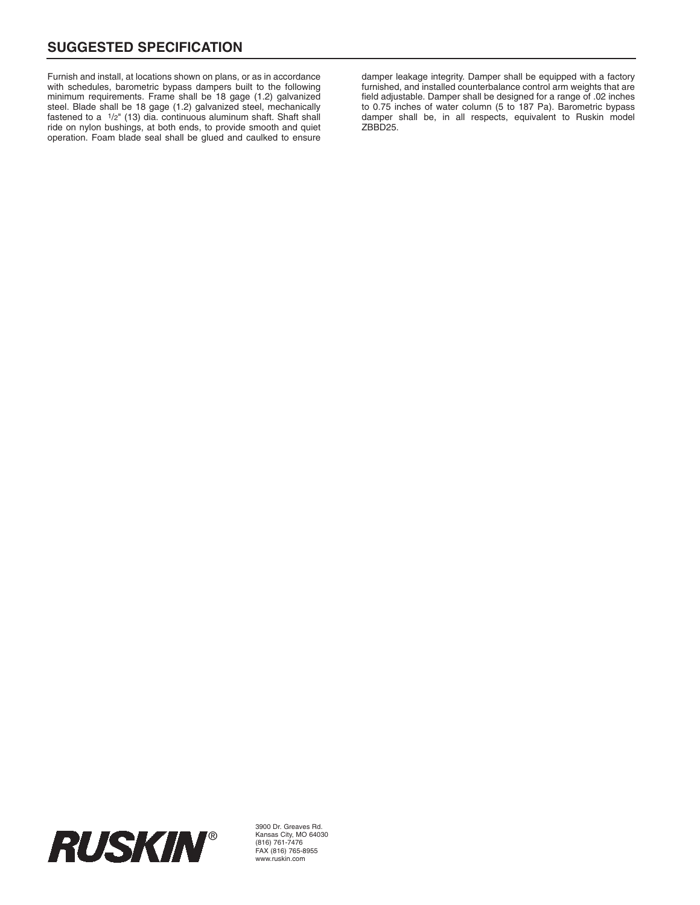## SUGGESTED SPECIFICATION

Furnish and install, at locations shown on plans, or as in accordance with schedules, barometric bypass dampers built to the following minimum requirements. Frame shall be 18 gage (1.2) galvanized steel. Blade shall be 18 gage (1.2) galvanized steel, mechanically fastened to a 1/2" (13) dia. continuous aluminum shaft. Shaft shall ride on nylon bushings, at both ends, to provide smooth and quiet operation. Foam blade seal shall be glued and caulked to ensure damper leakage integrity. Damper shall be equipped with a factory furnished, and installed counterbalance control arm weights that are field adjustable. Damper shall be designed for a range of .02 inches to 0.75 inches of water column (5 to 187 Pa). Barometric bypass damper shall be, in all respects, equivalent to Ruskin model ZBBD25.

**RUSKIN**®

3900 Dr. Greaves Rd.
Kansas City, MO 64030
(816) 761-7476
FAX (816) 765-8955
www.ruskin.com